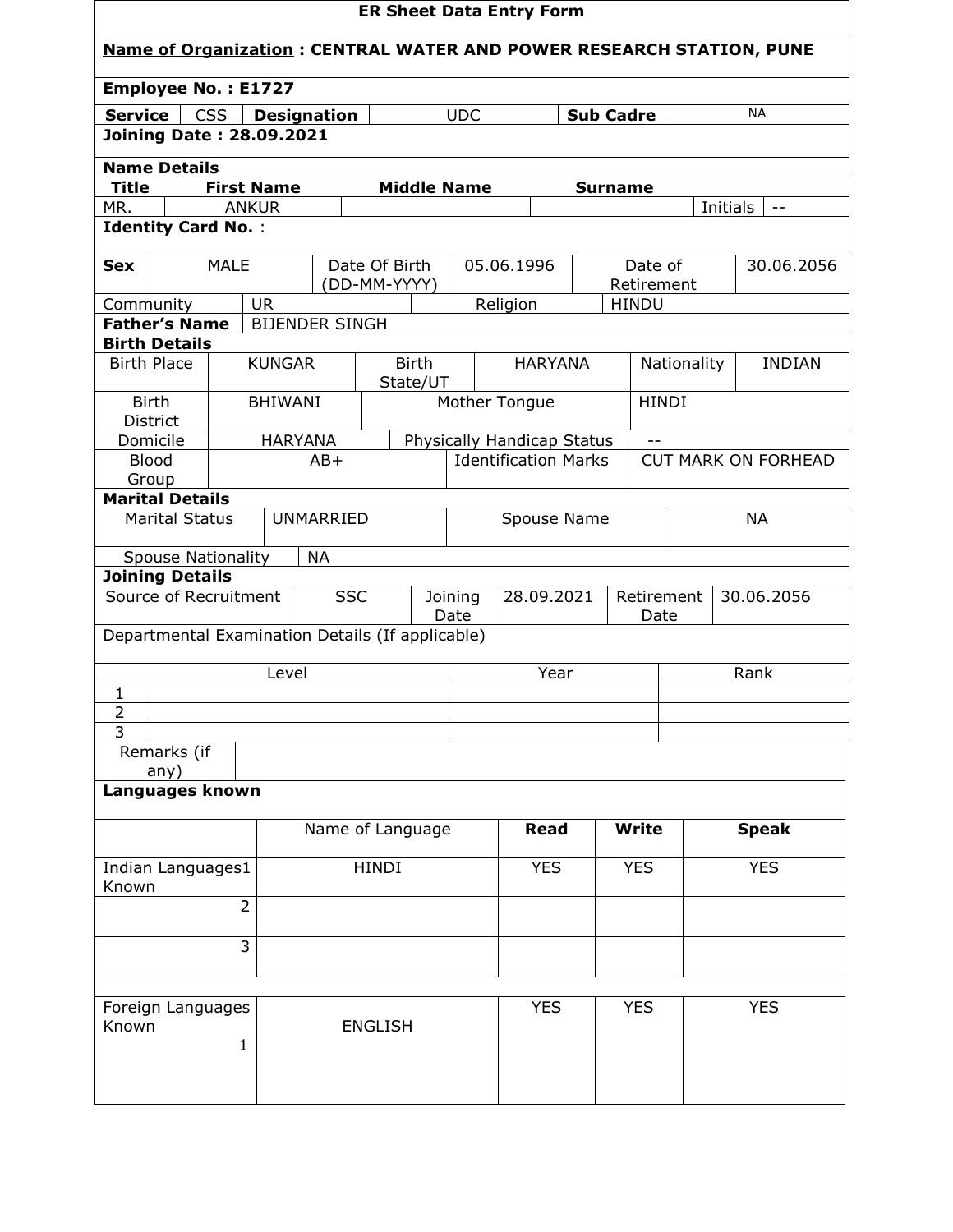# ER Sheet Data Entry Form

**Name of Organization : CENTRAL WATER AND POWER RESEARCH STATION, PUNE**

**Employee No. : E1727**

| **Service** | CSS | **Designation** | UDC | **Sub Cadre** | NA |
|---|---|---|---|---|---|

**Joining Date : 28.09.2021**

**Name Details**

| **Title** | **First Name** | **Middle Name** | **Surname** | | |
|---|---|---|---|---|---|
| MR. | ANKUR | | | Initials | -- |

**Identity Card No.** :

| **Sex** | MALE | Date Of Birth (DD-MM-YYYY) | 05.06.1996 | Date of Retirement | 30.06.2056 |
|---|---|---|---|---|---|
| Community | UR | | Religion | HINDU | |
| **Father's Name** | BIJENDER SINGH | | | | |

**Birth Details**

| Birth Place | KUNGAR | Birth State/UT | HARYANA | Nationality | INDIAN |
|---|---|---|---|---|---|
| Birth District | BHIWANI | Mother Tongue | | HINDI | |
| Domicile | HARYANA | Physically Handicap Status | | -- | |
| Blood Group | AB+ | Identification Marks | | CUT MARK ON FORHEAD | |

**Marital Details**

| Marital Status | UNMARRIED | Spouse Name | NA |
|---|---|---|---|
| Spouse Nationality | NA | | |

**Joining Details**

| Source of Recruitment | SSC | Joining Date | 28.09.2021 | Retirement Date | 30.06.2056 |
|---|---|---|---|---|---|

Departmental Examination Details (If applicable)

| | Level | Year | Rank |
|---|---|---|---|
| 1 | | | |
| 2 | | | |
| 3 | | | |

| Remarks (if any) | |
|---|---|

**Languages known**

| | Name of Language | **Read** | **Write** | **Speak** |
|---|---|---|---|---|
| Indian Languages Known 1 | HINDI | YES | YES | YES |
| 2 | | | | |
| 3 | | | | |
| Foreign Languages Known 1 | ENGLISH | YES | YES | YES |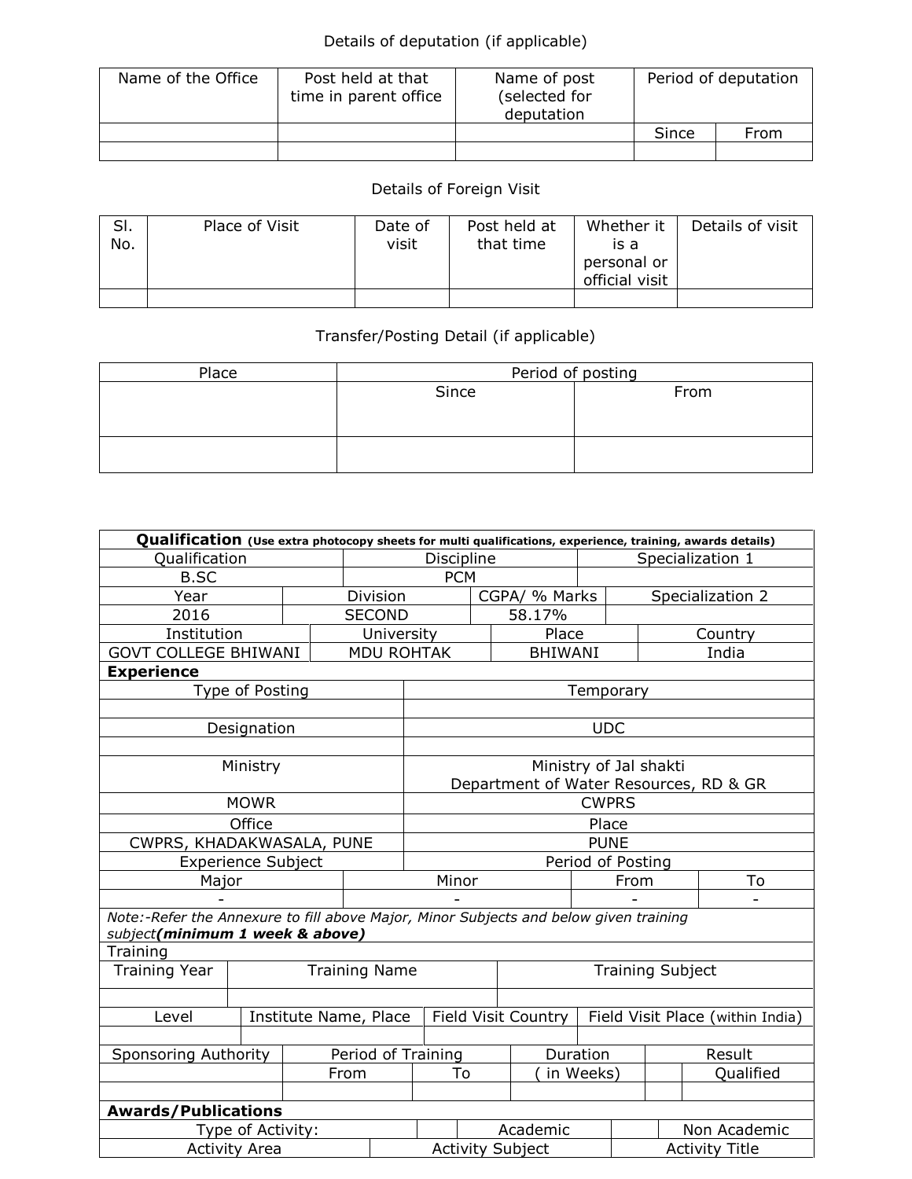Details of deputation (if applicable)

| Name of the Office | Post held at that time in parent office | Name of post (selected for deputation | Period of deputation | |
|---|---|---|---|---|
| | | | Since | From |
| | | | | |

Details of Foreign Visit

| Sl. No. | Place of Visit | Date of visit | Post held at that time | Whether it is a personal or official visit | Details of visit |
|---|---|---|---|---|---|
| | | | | | |

Transfer/Posting Detail (if applicable)

| Place | Period of posting | |
|---|---|---|
| | Since | From |
| | | |

| **Qualification** **(Use extra photocopy sheets for multi qualifications, experience, training, awards details)** | | | |
|---|---|---|---|
| Qualification | Discipline | Specialization 1 | |
| B.SC | PCM | | |
| Year | Division | CGPA/ % Marks | Specialization 2 |
| 2016 | SECOND | 58.17% | |
| Institution | University | Place | Country |
| GOVT COLLEGE BHIWANI | MDU ROHTAK | BHIWANI | India |

**Experience**

| Type of Posting | Temporary |
|---|---|
| | |
| Designation | UDC |
| | |
| Ministry | Ministry of Jal shakti Department of Water Resources, RD & GR |
| MOWR | CWPRS |
| Office | Place |
| CWPRS, KHADAKWASALA, PUNE | PUNE |

| Experience Subject | | Period of Posting | |
|---|---|---|---|
| Major | Minor | From | To |
| - | - | - | - |

*Note:-Refer the Annexure to fill above Major, Minor Subjects and below given training subject**(minimum 1 week & above)***

Training

| Training Year | Training Name | Training Subject | |
|---|---|---|---|
| | | | |
| Level | Institute Name, Place | Field Visit Country | Field Visit Place (within India) |
| | | | |

| Sponsoring Authority | Period of Training | | Duration | Result | |
|---|---|---|---|---|---|
| | From | To | ( in Weeks) | | Qualified |
| | | | | | |

**Awards/Publications**

| Type of Activity: | | Academic | | Non Academic |
|---|---|---|---|---|

| Activity Area | Activity Subject | Activity Title |
|---|---|---|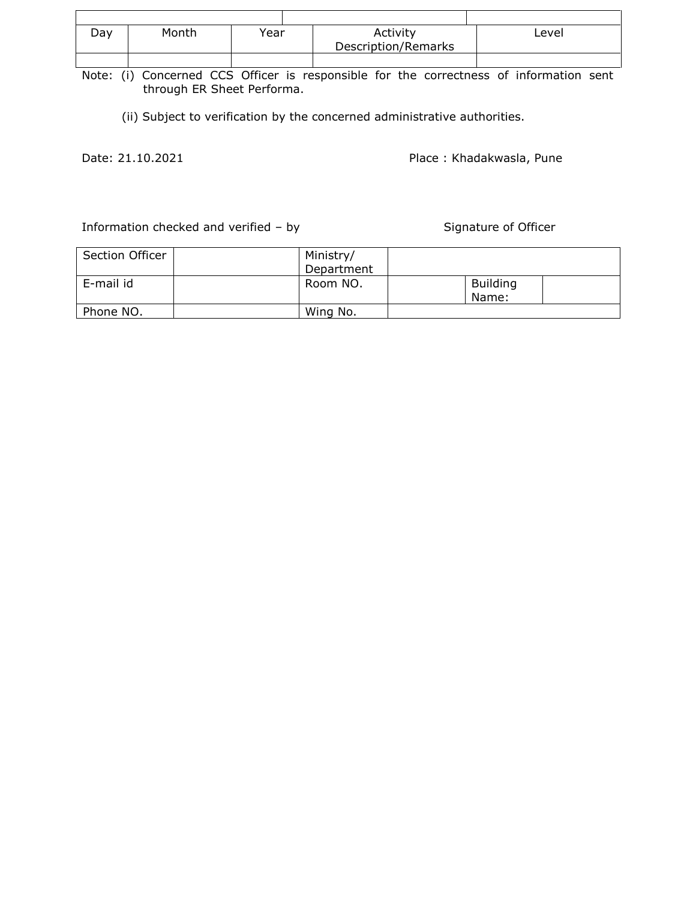| | | | | |
|---|---|---|---|---|
| Day | Month | Year | Activity Description/Remarks | Level |
| | | | | |

Note: (i) Concerned CCS Officer is responsible for the correctness of information sent through ER Sheet Performa.

(ii) Subject to verification by the concerned administrative authorities.

Date: 21.10.2021 Place : Khadakwasla, Pune

Information checked and verified – by Signature of Officer

| Section Officer | | Ministry/ Department | | | |
|---|---|---|---|---|---|
| E-mail id | | Room NO. | | Building Name: | |
| Phone NO. | | Wing No. | | | |